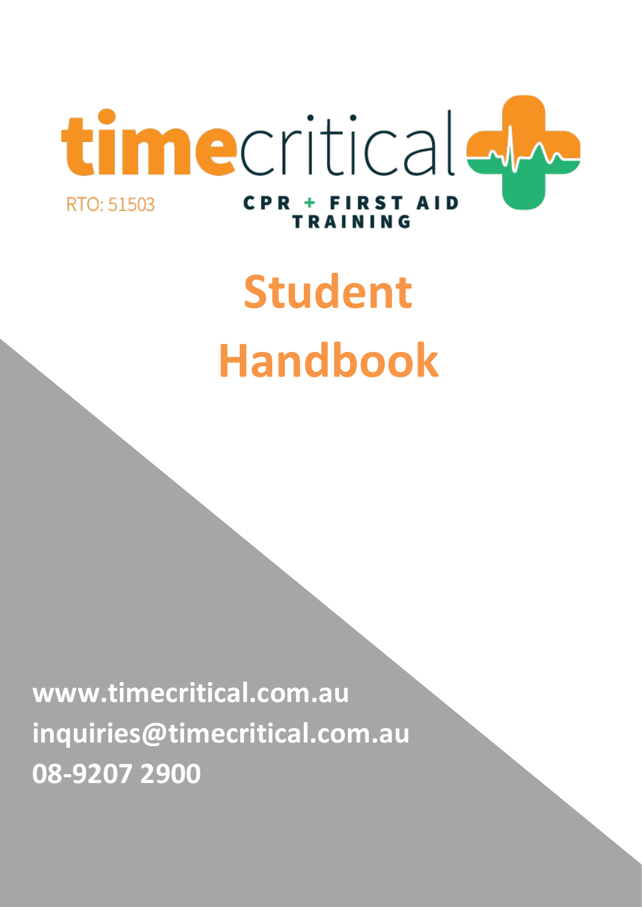timecritical

RTO: 51503

CPR + FIRST AID TRAINING

# Student Handbook

**www.timecritical.com.au**
**inquiries@timecritical.com.au**
**08-9207 2900**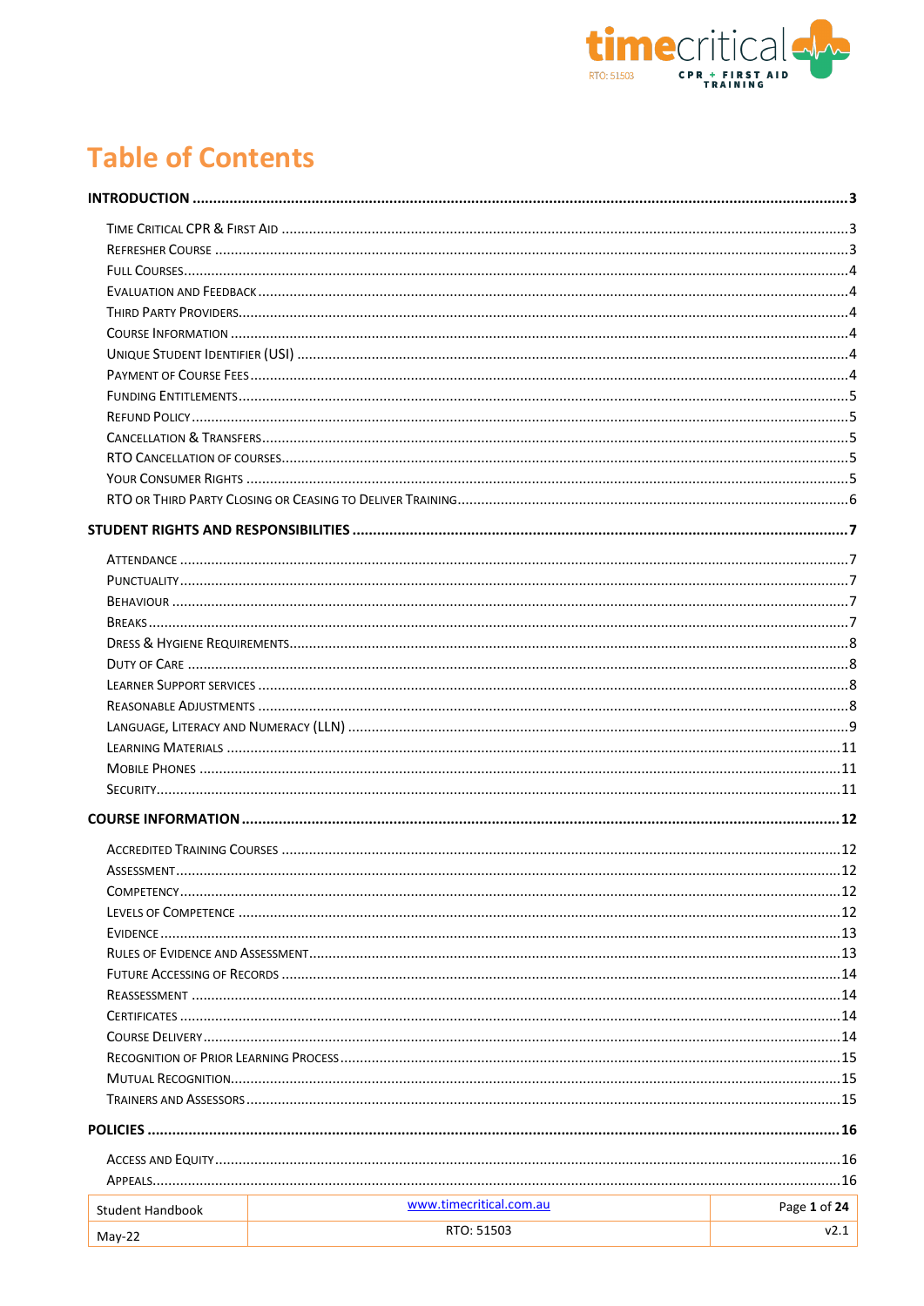# Table of Contents

**INTRODUCTION** ...... 3

- Time Critical CPR & First Aid ...... 3
- Refresher Course ...... 3
- Full Courses ...... 4
- Evaluation and Feedback ...... 4
- Third Party Providers ...... 4
- Course Information ...... 4
- Unique Student Identifier (USI) ...... 4
- Payment of Course Fees ...... 4
- Funding Entitlements ...... 5
- Refund Policy ...... 5
- Cancellation & Transfers ...... 5
- RTO Cancellation of Courses ...... 5
- Your Consumer Rights ...... 5
- RTO or Third Party Closing or Ceasing to Deliver Training ...... 6

**STUDENT RIGHTS AND RESPONSIBILITIES** ...... 7

- Attendance ...... 7
- Punctuality ...... 7
- Behaviour ...... 7
- Breaks ...... 7
- Dress & Hygiene Requirements ...... 8
- Duty of Care ...... 8
- Learner Support Services ...... 8
- Reasonable Adjustments ...... 8
- Language, Literacy and Numeracy (LLN) ...... 9
- Learning Materials ...... 11
- Mobile Phones ...... 11
- Security ...... 11

**COURSE INFORMATION** ...... 12

- Accredited Training Courses ...... 12
- Assessment ...... 12
- Competency ...... 12
- Levels of Competence ...... 12
- Evidence ...... 13
- Rules of Evidence and Assessment ...... 13
- Future Accessing of Records ...... 14
- Reassessment ...... 14
- Certificates ...... 14
- Course Delivery ...... 14
- Recognition of Prior Learning Process ...... 15
- Mutual Recognition ...... 15
- Trainers and Assessors ...... 15

**POLICIES** ...... 16

- Access and Equity ...... 16
- Appeals ...... 16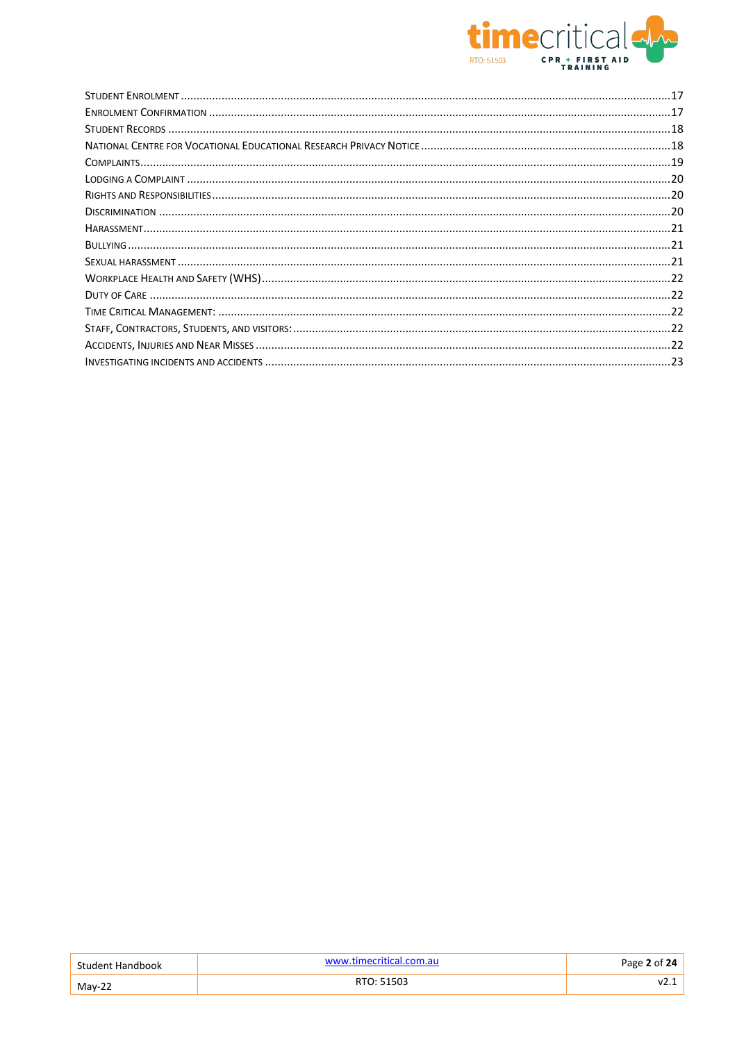- Student Enrolment ........ 17
- Enrolment Confirmation ........ 17
- Student Records ........ 18
- National Centre for Vocational Educational Research Privacy Notice ........ 18
- Complaints ........ 19
- Lodging a Complaint ........ 20
- Rights and Responsibilities ........ 20
- Discrimination ........ 20
- Harassment ........ 21
- Bullying ........ 21
- Sexual Harassment ........ 21
- Workplace Health and Safety (WHS) ........ 22
- Duty of Care ........ 22
- Time Critical Management: ........ 22
- Staff, Contractors, Students, and Visitors: ........ 22
- Accidents, Injuries and Near Misses ........ 22
- Investigating Incidents and Accidents ........ 23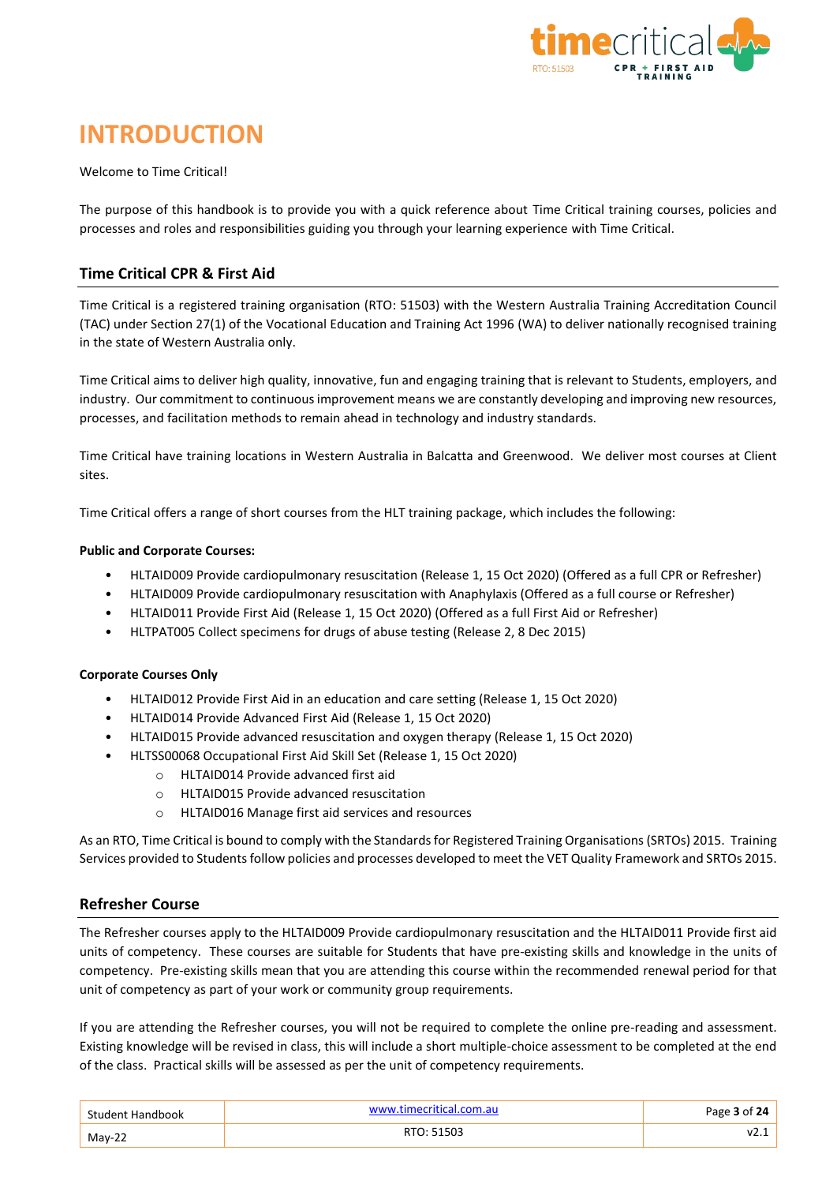# INTRODUCTION

Welcome to Time Critical!

The purpose of this handbook is to provide you with a quick reference about Time Critical training courses, policies and processes and roles and responsibilities guiding you through your learning experience with Time Critical.

## Time Critical CPR & First Aid

Time Critical is a registered training organisation (RTO: 51503) with the Western Australia Training Accreditation Council (TAC) under Section 27(1) of the Vocational Education and Training Act 1996 (WA) to deliver nationally recognised training in the state of Western Australia only.

Time Critical aims to deliver high quality, innovative, fun and engaging training that is relevant to Students, employers, and industry. Our commitment to continuous improvement means we are constantly developing and improving new resources, processes, and facilitation methods to remain ahead in technology and industry standards.

Time Critical have training locations in Western Australia in Balcatta and Greenwood. We deliver most courses at Client sites.

Time Critical offers a range of short courses from the HLT training package, which includes the following:

**Public and Corporate Courses:**

- HLTAID009 Provide cardiopulmonary resuscitation (Release 1, 15 Oct 2020) (Offered as a full CPR or Refresher)
- HLTAID009 Provide cardiopulmonary resuscitation with Anaphylaxis (Offered as a full course or Refresher)
- HLTAID011 Provide First Aid (Release 1, 15 Oct 2020) (Offered as a full First Aid or Refresher)
- HLTPAT005 Collect specimens for drugs of abuse testing (Release 2, 8 Dec 2015)

**Corporate Courses Only**

- HLTAID012 Provide First Aid in an education and care setting (Release 1, 15 Oct 2020)
- HLTAID014 Provide Advanced First Aid (Release 1, 15 Oct 2020)
- HLTAID015 Provide advanced resuscitation and oxygen therapy (Release 1, 15 Oct 2020)
- HLTSS00068 Occupational First Aid Skill Set (Release 1, 15 Oct 2020)
  - HLTAID014 Provide advanced first aid
  - HLTAID015 Provide advanced resuscitation
  - HLTAID016 Manage first aid services and resources

As an RTO, Time Critical is bound to comply with the Standards for Registered Training Organisations (SRTOs) 2015. Training Services provided to Students follow policies and processes developed to meet the VET Quality Framework and SRTOs 2015.

## Refresher Course

The Refresher courses apply to the HLTAID009 Provide cardiopulmonary resuscitation and the HLTAID011 Provide first aid units of competency. These courses are suitable for Students that have pre-existing skills and knowledge in the units of competency. Pre-existing skills mean that you are attending this course within the recommended renewal period for that unit of competency as part of your work or community group requirements.

If you are attending the Refresher courses, you will not be required to complete the online pre-reading and assessment. Existing knowledge will be revised in class, this will include a short multiple-choice assessment to be completed at the end of the class. Practical skills will be assessed as per the unit of competency requirements.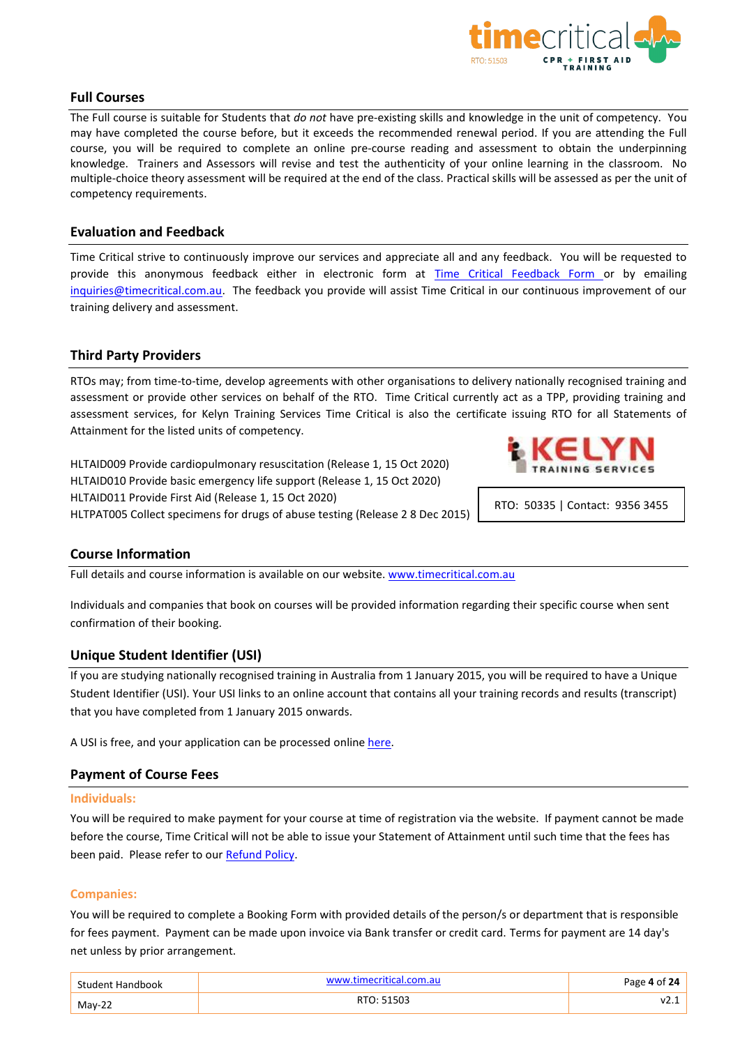## Full Courses

The Full course is suitable for Students that *do not* have pre-existing skills and knowledge in the unit of competency. You may have completed the course before, but it exceeds the recommended renewal period. If you are attending the Full course, you will be required to complete an online pre-course reading and assessment to obtain the underpinning knowledge. Trainers and Assessors will revise and test the authenticity of your online learning in the classroom. No multiple-choice theory assessment will be required at the end of the class. Practical skills will be assessed as per the unit of competency requirements.

## Evaluation and Feedback

Time Critical strive to continuously improve our services and appreciate all and any feedback. You will be requested to provide this anonymous feedback either in electronic form at [Time Critical Feedback Form](#) or by emailing [inquiries@timecritical.com.au](mailto:inquiries@timecritical.com.au). The feedback you provide will assist Time Critical in our continuous improvement of our training delivery and assessment.

## Third Party Providers

RTOs may; from time-to-time, develop agreements with other organisations to delivery nationally recognised training and assessment or provide other services on behalf of the RTO. Time Critical currently act as a TPP, providing training and assessment services, for Kelyn Training Services Time Critical is also the certificate issuing RTO for all Statements of Attainment for the listed units of competency.

HLTAID009 Provide cardiopulmonary resuscitation (Release 1, 15 Oct 2020)
HLTAID010 Provide basic emergency life support (Release 1, 15 Oct 2020)
HLTAID011 Provide First Aid (Release 1, 15 Oct 2020)
HLTPAT005 Collect specimens for drugs of abuse testing (Release 2 8 Dec 2015)

KELYN TRAINING SERVICES

RTO: 50335 | Contact: 9356 3455

## Course Information

Full details and course information is available on our website. [www.timecritical.com.au](http://www.timecritical.com.au)

Individuals and companies that book on courses will be provided information regarding their specific course when sent confirmation of their booking.

## Unique Student Identifier (USI)

If you are studying nationally recognised training in Australia from 1 January 2015, you will be required to have a Unique Student Identifier (USI). Your USI links to an online account that contains all your training records and results (transcript) that you have completed from 1 January 2015 onwards.

A USI is free, and your application can be processed online [here](#).

## Payment of Course Fees

### Individuals:

You will be required to make payment for your course at time of registration via the website. If payment cannot be made before the course, Time Critical will not be able to issue your Statement of Attainment until such time that the fees has been paid. Please refer to our [Refund Policy](#).

### Companies:

You will be required to complete a Booking Form with provided details of the person/s or department that is responsible for fees payment. Payment can be made upon invoice via Bank transfer or credit card. Terms for payment are 14 day's net unless by prior arrangement.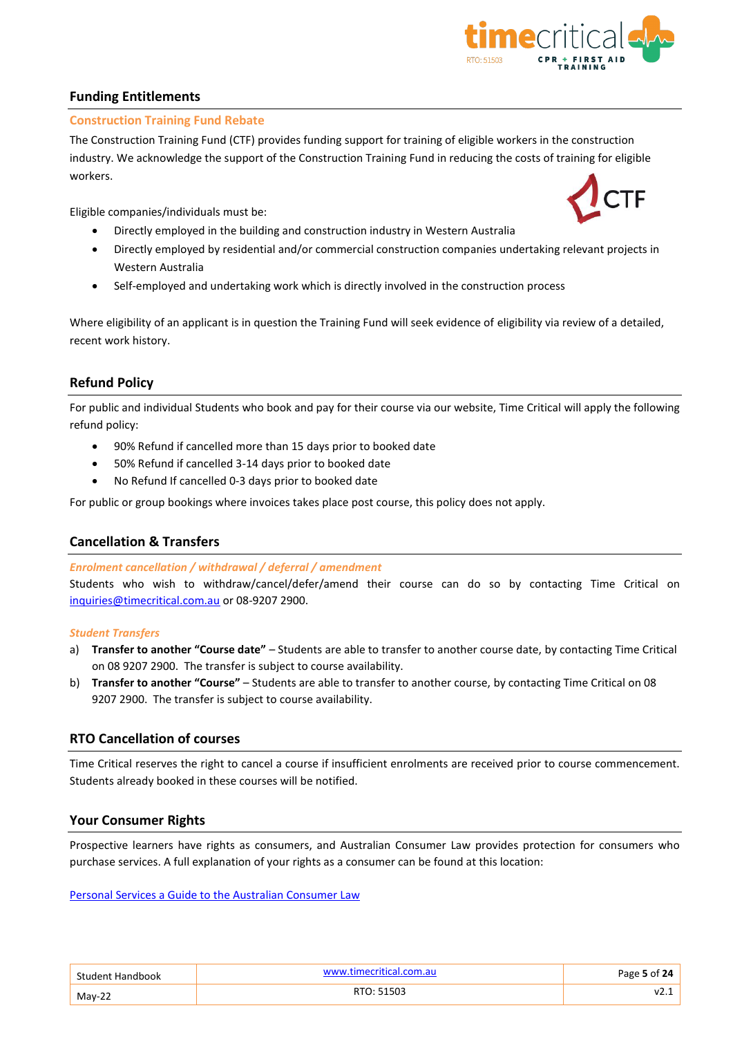## Funding Entitlements

### Construction Training Fund Rebate

The Construction Training Fund (CTF) provides funding support for training of eligible workers in the construction industry. We acknowledge the support of the Construction Training Fund in reducing the costs of training for eligible workers.

Eligible companies/individuals must be:

- Directly employed in the building and construction industry in Western Australia
- Directly employed by residential and/or commercial construction companies undertaking relevant projects in Western Australia
- Self-employed and undertaking work which is directly involved in the construction process

Where eligibility of an applicant is in question the Training Fund will seek evidence of eligibility via review of a detailed, recent work history.

## Refund Policy

For public and individual Students who book and pay for their course via our website, Time Critical will apply the following refund policy:

- 90% Refund if cancelled more than 15 days prior to booked date
- 50% Refund if cancelled 3-14 days prior to booked date
- No Refund If cancelled 0-3 days prior to booked date

For public or group bookings where invoices takes place post course, this policy does not apply.

## Cancellation & Transfers

*Enrolment cancellation / withdrawal / deferral / amendment*

Students who wish to withdraw/cancel/defer/amend their course can do so by contacting Time Critical on inquiries@timecritical.com.au or 08-9207 2900.

*Student Transfers*

a) **Transfer to another "Course date"** – Students are able to transfer to another course date, by contacting Time Critical on 08 9207 2900. The transfer is subject to course availability.
b) **Transfer to another "Course"** – Students are able to transfer to another course, by contacting Time Critical on 08 9207 2900. The transfer is subject to course availability.

## RTO Cancellation of courses

Time Critical reserves the right to cancel a course if insufficient enrolments are received prior to course commencement. Students already booked in these courses will be notified.

## Your Consumer Rights

Prospective learners have rights as consumers, and Australian Consumer Law provides protection for consumers who purchase services. A full explanation of your rights as a consumer can be found at this location:

Personal Services a Guide to the Australian Consumer Law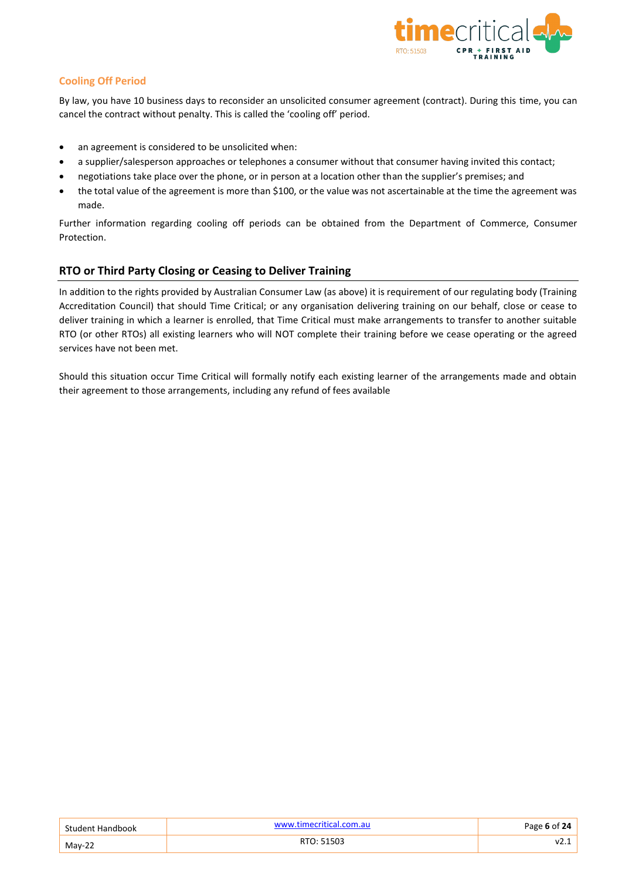### Cooling Off Period

By law, you have 10 business days to reconsider an unsolicited consumer agreement (contract). During this time, you can cancel the contract without penalty. This is called the 'cooling off' period.

- an agreement is considered to be unsolicited when:
- a supplier/salesperson approaches or telephones a consumer without that consumer having invited this contact;
- negotiations take place over the phone, or in person at a location other than the supplier's premises; and
- the total value of the agreement is more than $100, or the value was not ascertainable at the time the agreement was made.

Further information regarding cooling off periods can be obtained from the Department of Commerce, Consumer Protection.

## RTO or Third Party Closing or Ceasing to Deliver Training

In addition to the rights provided by Australian Consumer Law (as above) it is requirement of our regulating body (Training Accreditation Council) that should Time Critical; or any organisation delivering training on our behalf, close or cease to deliver training in which a learner is enrolled, that Time Critical must make arrangements to transfer to another suitable RTO (or other RTOs) all existing learners who will NOT complete their training before we cease operating or the agreed services have not been met.

Should this situation occur Time Critical will formally notify each existing learner of the arrangements made and obtain their agreement to those arrangements, including any refund of fees available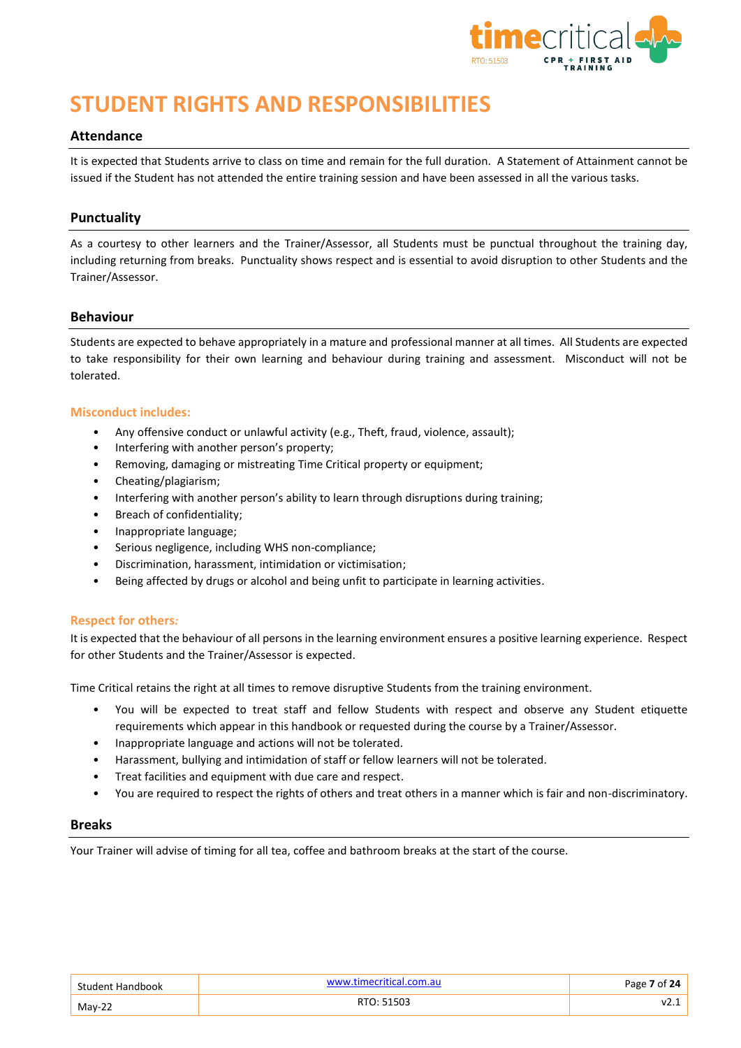# STUDENT RIGHTS AND RESPONSIBILITIES

## Attendance

It is expected that Students arrive to class on time and remain for the full duration. A Statement of Attainment cannot be issued if the Student has not attended the entire training session and have been assessed in all the various tasks.

## Punctuality

As a courtesy to other learners and the Trainer/Assessor, all Students must be punctual throughout the training day, including returning from breaks. Punctuality shows respect and is essential to avoid disruption to other Students and the Trainer/Assessor.

## Behaviour

Students are expected to behave appropriately in a mature and professional manner at all times. All Students are expected to take responsibility for their own learning and behaviour during training and assessment. Misconduct will not be tolerated.

### Misconduct includes:

- Any offensive conduct or unlawful activity (e.g., Theft, fraud, violence, assault);
- Interfering with another person's property;
- Removing, damaging or mistreating Time Critical property or equipment;
- Cheating/plagiarism;
- Interfering with another person's ability to learn through disruptions during training;
- Breach of confidentiality;
- Inappropriate language;
- Serious negligence, including WHS non-compliance;
- Discrimination, harassment, intimidation or victimisation;
- Being affected by drugs or alcohol and being unfit to participate in learning activities.

### Respect for others*:*

It is expected that the behaviour of all persons in the learning environment ensures a positive learning experience. Respect for other Students and the Trainer/Assessor is expected.

Time Critical retains the right at all times to remove disruptive Students from the training environment.

- You will be expected to treat staff and fellow Students with respect and observe any Student etiquette requirements which appear in this handbook or requested during the course by a Trainer/Assessor.
- Inappropriate language and actions will not be tolerated.
- Harassment, bullying and intimidation of staff or fellow learners will not be tolerated.
- Treat facilities and equipment with due care and respect.
- You are required to respect the rights of others and treat others in a manner which is fair and non-discriminatory.

## Breaks

Your Trainer will advise of timing for all tea, coffee and bathroom breaks at the start of the course.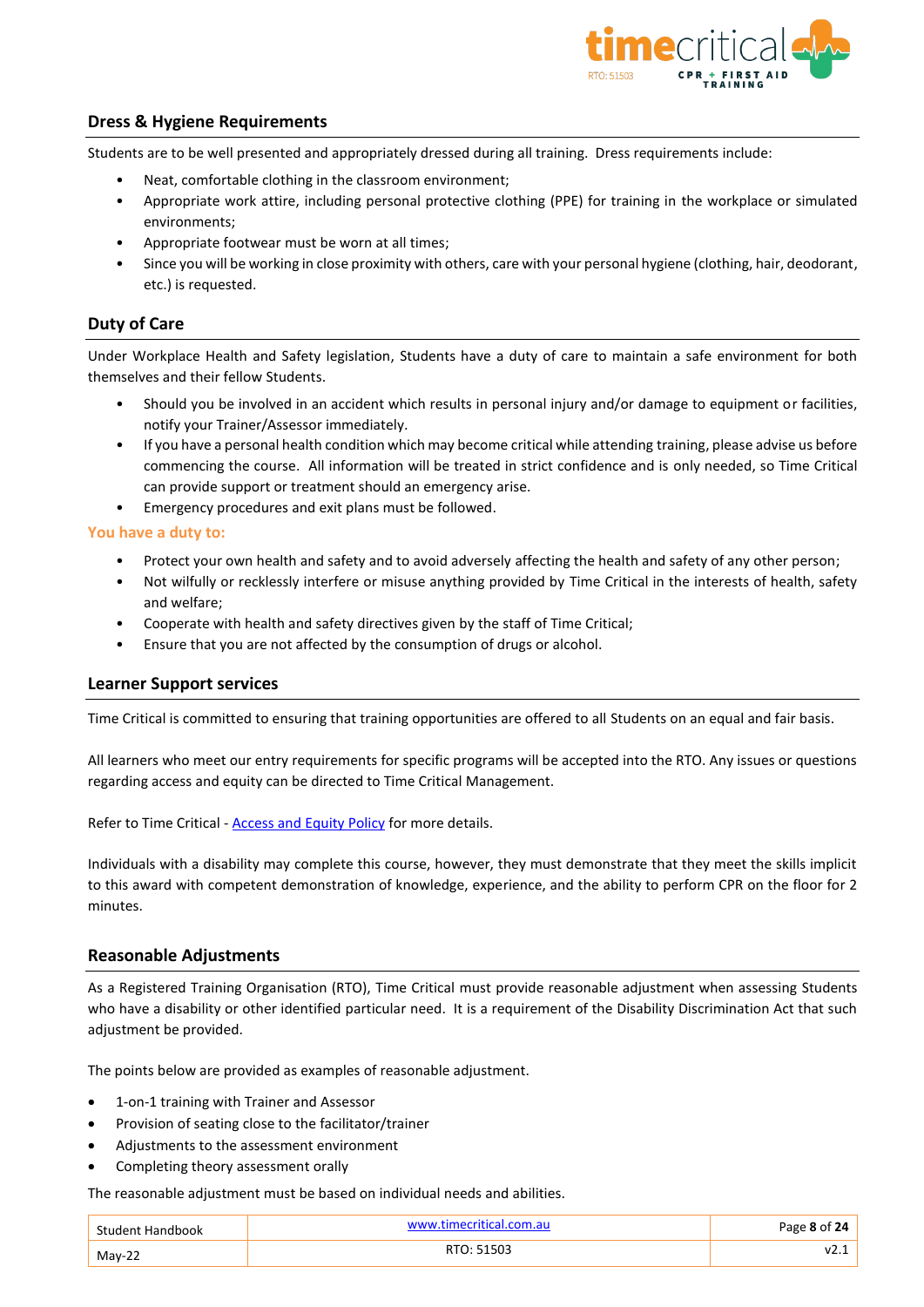## Dress & Hygiene Requirements

Students are to be well presented and appropriately dressed during all training. Dress requirements include:

- Neat, comfortable clothing in the classroom environment;
- Appropriate work attire, including personal protective clothing (PPE) for training in the workplace or simulated environments;
- Appropriate footwear must be worn at all times;
- Since you will be working in close proximity with others, care with your personal hygiene (clothing, hair, deodorant, etc.) is requested.

## Duty of Care

Under Workplace Health and Safety legislation, Students have a duty of care to maintain a safe environment for both themselves and their fellow Students.

- Should you be involved in an accident which results in personal injury and/or damage to equipment or facilities, notify your Trainer/Assessor immediately.
- If you have a personal health condition which may become critical while attending training, please advise us before commencing the course. All information will be treated in strict confidence and is only needed, so Time Critical can provide support or treatment should an emergency arise.
- Emergency procedures and exit plans must be followed.

### You have a duty to:

- Protect your own health and safety and to avoid adversely affecting the health and safety of any other person;
- Not wilfully or recklessly interfere or misuse anything provided by Time Critical in the interests of health, safety and welfare;
- Cooperate with health and safety directives given by the staff of Time Critical;
- Ensure that you are not affected by the consumption of drugs or alcohol.

## Learner Support services

Time Critical is committed to ensuring that training opportunities are offered to all Students on an equal and fair basis.

All learners who meet our entry requirements for specific programs will be accepted into the RTO. Any issues or questions regarding access and equity can be directed to Time Critical Management.

Refer to Time Critical - Access and Equity Policy for more details.

Individuals with a disability may complete this course, however, they must demonstrate that they meet the skills implicit to this award with competent demonstration of knowledge, experience, and the ability to perform CPR on the floor for 2 minutes.

## Reasonable Adjustments

As a Registered Training Organisation (RTO), Time Critical must provide reasonable adjustment when assessing Students who have a disability or other identified particular need. It is a requirement of the Disability Discrimination Act that such adjustment be provided.

The points below are provided as examples of reasonable adjustment.

- 1-on-1 training with Trainer and Assessor
- Provision of seating close to the facilitator/trainer
- Adjustments to the assessment environment
- Completing theory assessment orally

The reasonable adjustment must be based on individual needs and abilities.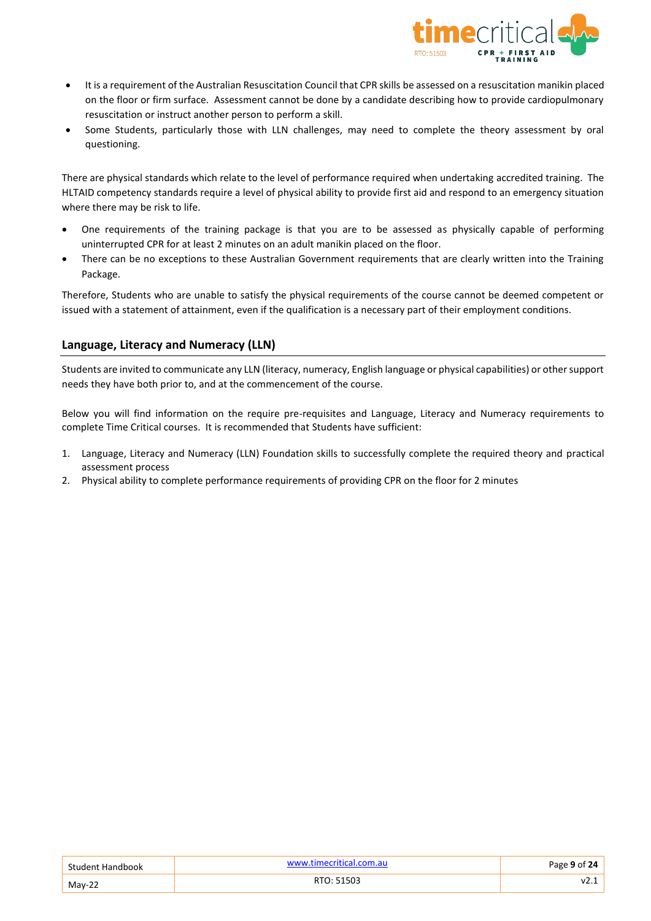- It is a requirement of the Australian Resuscitation Council that CPR skills be assessed on a resuscitation manikin placed on the floor or firm surface. Assessment cannot be done by a candidate describing how to provide cardiopulmonary resuscitation or instruct another person to perform a skill.
- Some Students, particularly those with LLN challenges, may need to complete the theory assessment by oral questioning.

There are physical standards which relate to the level of performance required when undertaking accredited training. The HLTAID competency standards require a level of physical ability to provide first aid and respond to an emergency situation where there may be risk to life.

- One requirements of the training package is that you are to be assessed as physically capable of performing uninterrupted CPR for at least 2 minutes on an adult manikin placed on the floor.
- There can be no exceptions to these Australian Government requirements that are clearly written into the Training Package.

Therefore, Students who are unable to satisfy the physical requirements of the course cannot be deemed competent or issued with a statement of attainment, even if the qualification is a necessary part of their employment conditions.

## Language, Literacy and Numeracy (LLN)

Students are invited to communicate any LLN (literacy, numeracy, English language or physical capabilities) or other support needs they have both prior to, and at the commencement of the course.

Below you will find information on the require pre-requisites and Language, Literacy and Numeracy requirements to complete Time Critical courses. It is recommended that Students have sufficient:

1. Language, Literacy and Numeracy (LLN) Foundation skills to successfully complete the required theory and practical assessment process
2. Physical ability to complete performance requirements of providing CPR on the floor for 2 minutes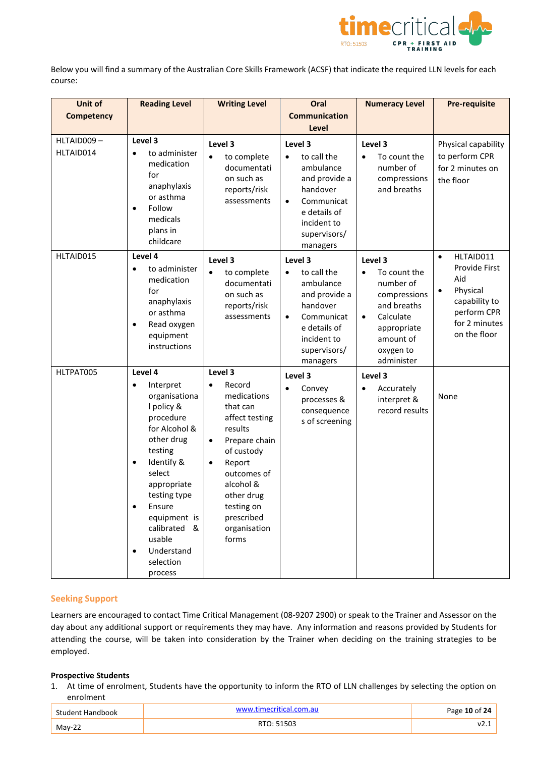Below you will find a summary of the Australian Core Skills Framework (ACSF) that indicate the required LLN levels for each course:

| Unit of Competency | Reading Level | Writing Level | Oral Communication Level | Numeracy Level | Pre-requisite |
|---|---|---|---|---|---|
| HLTAID009 – HLTAID014 | **Level 3**<br>• to administer medication for anaphylaxis or asthma<br>• Follow medicals plans in childcare | **Level 3**<br>• to complete documentation such as reports/risk assessments | **Level 3**<br>• to call the ambulance and provide a handover<br>• Communicate details of incident to supervisors/ managers | **Level 3**<br>• To count the number of compressions and breaths | Physical capability to perform CPR for 2 minutes on the floor |
| HLTAID015 | **Level 4**<br>• to administer medication for anaphylaxis or asthma<br>• Read oxygen equipment instructions | **Level 3**<br>• to complete documentation such as reports/risk assessments | **Level 3**<br>• to call the ambulance and provide a handover<br>• Communicate details of incident to supervisors/ managers | **Level 3**<br>• To count the number of compressions and breaths<br>• Calculate appropriate amount of oxygen to administer | • HLTAID011 Provide First Aid<br>• Physical capability to perform CPR for 2 minutes on the floor |
| HLTPAT005 | **Level 4**<br>• Interpret organisational policy & procedure for Alcohol & other drug testing<br>• Identify & select appropriate testing type<br>• Ensure equipment is calibrated & usable<br>• Understand selection process | **Level 3**<br>• Record medications that can affect testing results<br>• Prepare chain of custody<br>• Report outcomes of alcohol & other drug testing on prescribed organisation forms | **Level 3**<br>• Convey processes & consequences of screening | **Level 3**<br>• Accurately interpret & record results | None |

## Seeking Support

Learners are encouraged to contact Time Critical Management (08-9207 2900) or speak to the Trainer and Assessor on the day about any additional support or requirements they may have. Any information and reasons provided by Students for attending the course, will be taken into consideration by the Trainer when deciding on the training strategies to be employed.

**Prospective Students**

1. At time of enrolment, Students have the opportunity to inform the RTO of LLN challenges by selecting the option on enrolment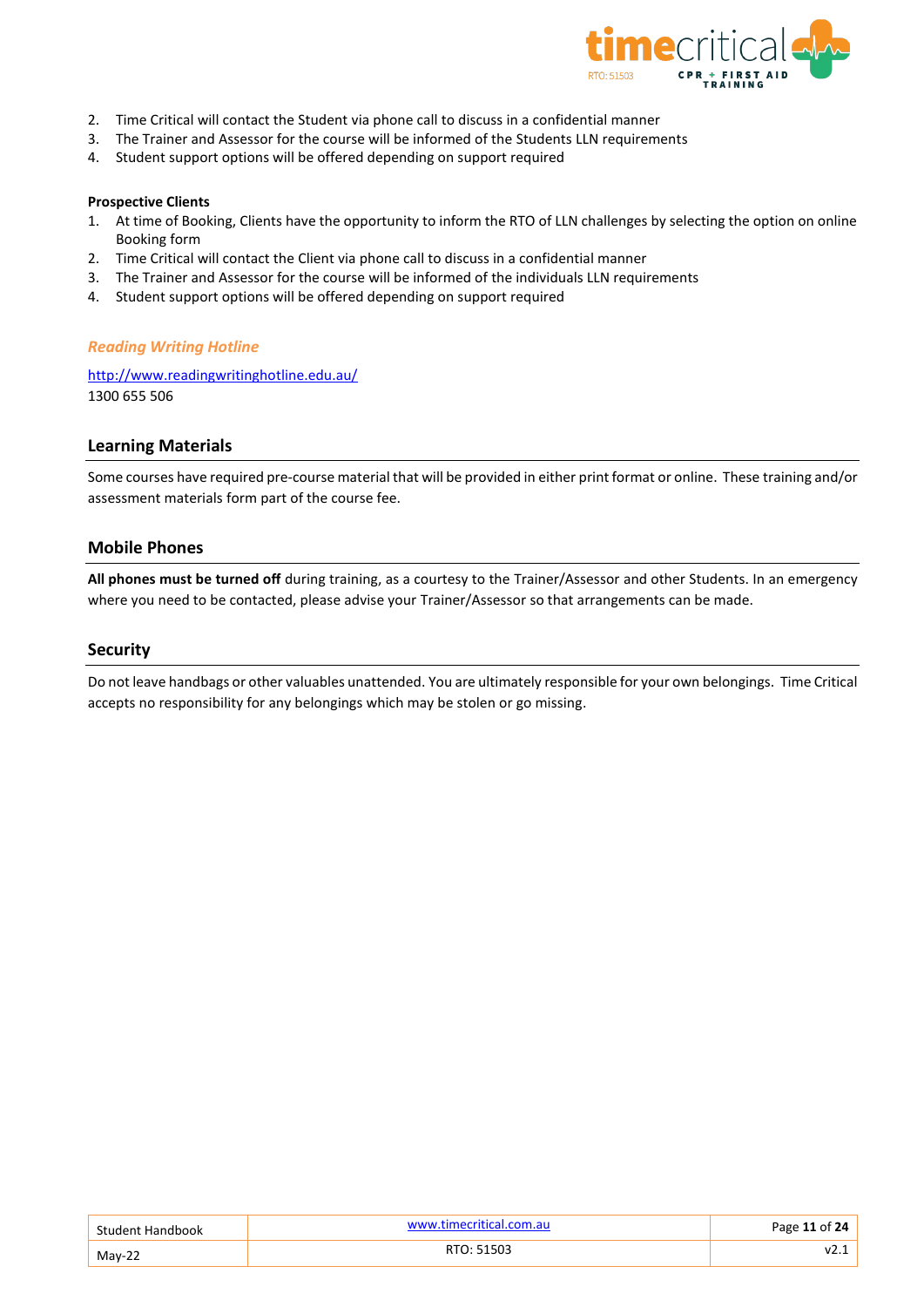2. Time Critical will contact the Student via phone call to discuss in a confidential manner
3. The Trainer and Assessor for the course will be informed of the Students LLN requirements
4. Student support options will be offered depending on support required

**Prospective Clients**

1. At time of Booking, Clients have the opportunity to inform the RTO of LLN challenges by selecting the option on online Booking form
2. Time Critical will contact the Client via phone call to discuss in a confidential manner
3. The Trainer and Assessor for the course will be informed of the individuals LLN requirements
4. Student support options will be offered depending on support required

### *Reading Writing Hotline*

http://www.readingwritinghotline.edu.au/
1300 655 506

## Learning Materials

Some courses have required pre-course material that will be provided in either print format or online. These training and/or assessment materials form part of the course fee.

## Mobile Phones

**All phones must be turned off** during training, as a courtesy to the Trainer/Assessor and other Students. In an emergency where you need to be contacted, please advise your Trainer/Assessor so that arrangements can be made.

## Security

Do not leave handbags or other valuables unattended. You are ultimately responsible for your own belongings. Time Critical accepts no responsibility for any belongings which may be stolen or go missing.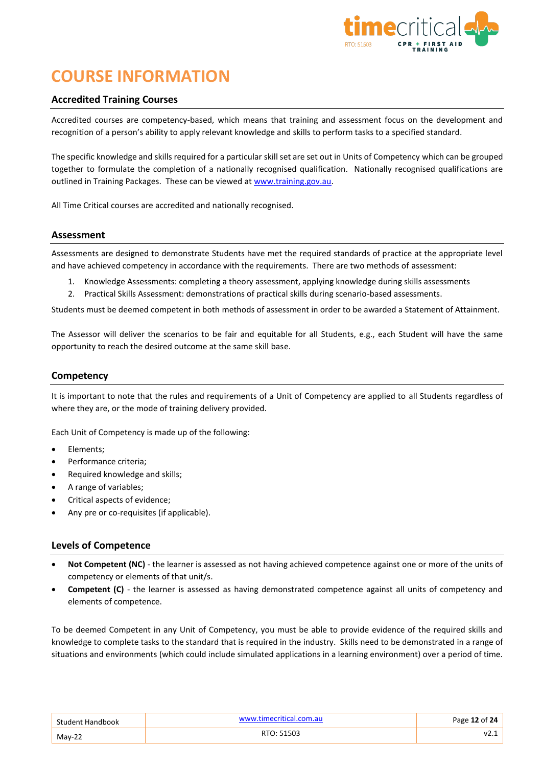# COURSE INFORMATION

## Accredited Training Courses

Accredited courses are competency-based, which means that training and assessment focus on the development and recognition of a person's ability to apply relevant knowledge and skills to perform tasks to a specified standard.

The specific knowledge and skills required for a particular skill set are set out in Units of Competency which can be grouped together to formulate the completion of a nationally recognised qualification. Nationally recognised qualifications are outlined in Training Packages. These can be viewed at www.training.gov.au.

All Time Critical courses are accredited and nationally recognised.

## Assessment

Assessments are designed to demonstrate Students have met the required standards of practice at the appropriate level and have achieved competency in accordance with the requirements. There are two methods of assessment:

1. Knowledge Assessments: completing a theory assessment, applying knowledge during skills assessments
2. Practical Skills Assessment: demonstrations of practical skills during scenario-based assessments.

Students must be deemed competent in both methods of assessment in order to be awarded a Statement of Attainment.

The Assessor will deliver the scenarios to be fair and equitable for all Students, e.g., each Student will have the same opportunity to reach the desired outcome at the same skill base.

## Competency

It is important to note that the rules and requirements of a Unit of Competency are applied to all Students regardless of where they are, or the mode of training delivery provided.

Each Unit of Competency is made up of the following:

- Elements;
- Performance criteria;
- Required knowledge and skills;
- A range of variables;
- Critical aspects of evidence;
- Any pre or co-requisites (if applicable).

## Levels of Competence

- **Not Competent (NC)** - the learner is assessed as not having achieved competence against one or more of the units of competency or elements of that unit/s.
- **Competent (C)** - the learner is assessed as having demonstrated competence against all units of competency and elements of competence.

To be deemed Competent in any Unit of Competency, you must be able to provide evidence of the required skills and knowledge to complete tasks to the standard that is required in the industry. Skills need to be demonstrated in a range of situations and environments (which could include simulated applications in a learning environment) over a period of time.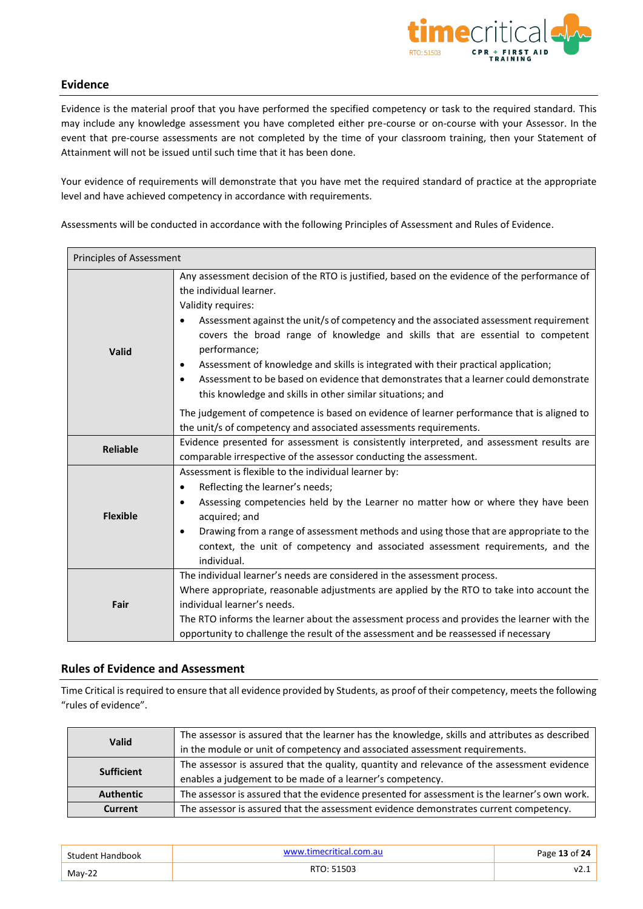## Evidence

Evidence is the material proof that you have performed the specified competency or task to the required standard. This may include any knowledge assessment you have completed either pre-course or on-course with your Assessor. In the event that pre-course assessments are not completed by the time of your classroom training, then your Statement of Attainment will not be issued until such time that it has been done.

Your evidence of requirements will demonstrate that you have met the required standard of practice at the appropriate level and have achieved competency in accordance with requirements.

Assessments will be conducted in accordance with the following Principles of Assessment and Rules of Evidence.

| Principles of Assessment | |
|---|---|
| **Valid** | Any assessment decision of the RTO is justified, based on the evidence of the performance of the individual learner.<br>Validity requires:<br>• Assessment against the unit/s of competency and the associated assessment requirement covers the broad range of knowledge and skills that are essential to competent performance;<br>• Assessment of knowledge and skills is integrated with their practical application;<br>• Assessment to be based on evidence that demonstrates that a learner could demonstrate this knowledge and skills in other similar situations; and<br>The judgement of competence is based on evidence of learner performance that is aligned to the unit/s of competency and associated assessments requirements. |
| **Reliable** | Evidence presented for assessment is consistently interpreted, and assessment results are comparable irrespective of the assessor conducting the assessment. |
| **Flexible** | Assessment is flexible to the individual learner by:<br>• Reflecting the learner's needs;<br>• Assessing competencies held by the Learner no matter how or where they have been acquired; and<br>• Drawing from a range of assessment methods and using those that are appropriate to the context, the unit of competency and associated assessment requirements, and the individual. |
| **Fair** | The individual learner's needs are considered in the assessment process.<br>Where appropriate, reasonable adjustments are applied by the RTO to take into account the individual learner's needs.<br>The RTO informs the learner about the assessment process and provides the learner with the opportunity to challenge the result of the assessment and be reassessed if necessary |

## Rules of Evidence and Assessment

Time Critical is required to ensure that all evidence provided by Students, as proof of their competency, meets the following "rules of evidence".

| | |
|---|---|
| **Valid** | The assessor is assured that the learner has the knowledge, skills and attributes as described in the module or unit of competency and associated assessment requirements. |
| **Sufficient** | The assessor is assured that the quality, quantity and relevance of the assessment evidence enables a judgement to be made of a learner's competency. |
| **Authentic** | The assessor is assured that the evidence presented for assessment is the learner's own work. |
| **Current** | The assessor is assured that the assessment evidence demonstrates current competency. |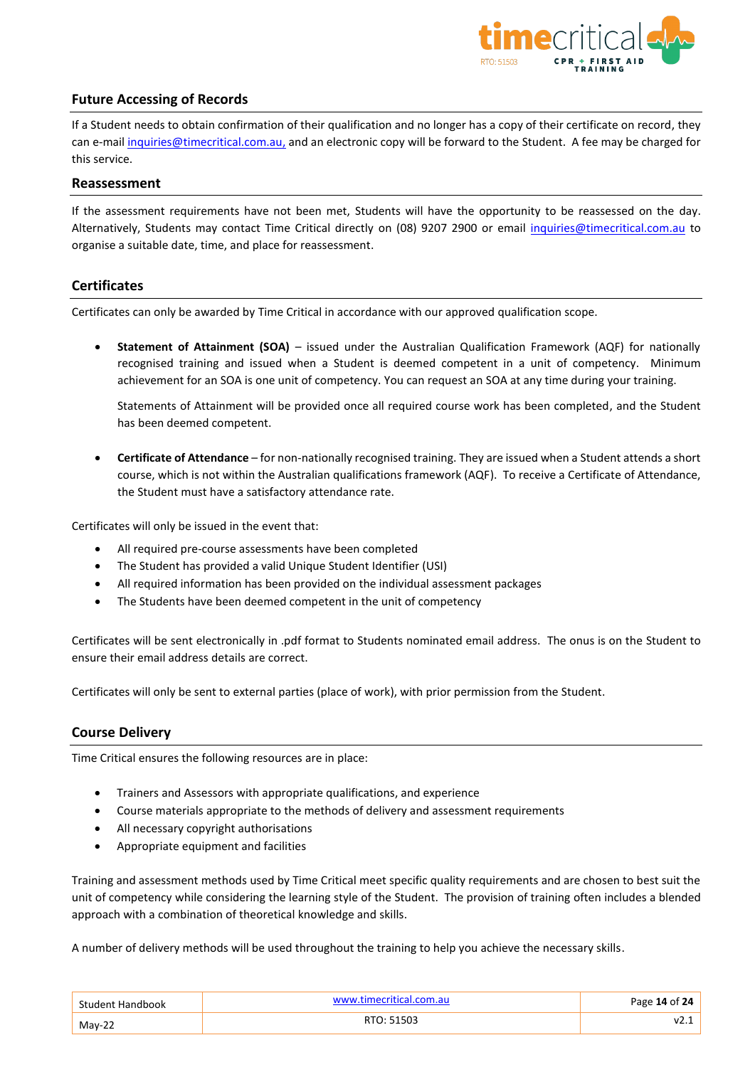## Future Accessing of Records

If a Student needs to obtain confirmation of their qualification and no longer has a copy of their certificate on record, they can e-mail inquiries@timecritical.com.au, and an electronic copy will be forward to the Student. A fee may be charged for this service.

## Reassessment

If the assessment requirements have not been met, Students will have the opportunity to be reassessed on the day. Alternatively, Students may contact Time Critical directly on (08) 9207 2900 or email inquiries@timecritical.com.au to organise a suitable date, time, and place for reassessment.

## Certificates

Certificates can only be awarded by Time Critical in accordance with our approved qualification scope.

- **Statement of Attainment (SOA)** – issued under the Australian Qualification Framework (AQF) for nationally recognised training and issued when a Student is deemed competent in a unit of competency. Minimum achievement for an SOA is one unit of competency. You can request an SOA at any time during your training.

  Statements of Attainment will be provided once all required course work has been completed, and the Student has been deemed competent.

- **Certificate of Attendance** – for non-nationally recognised training. They are issued when a Student attends a short course, which is not within the Australian qualifications framework (AQF). To receive a Certificate of Attendance, the Student must have a satisfactory attendance rate.

Certificates will only be issued in the event that:

- All required pre-course assessments have been completed
- The Student has provided a valid Unique Student Identifier (USI)
- All required information has been provided on the individual assessment packages
- The Students have been deemed competent in the unit of competency

Certificates will be sent electronically in .pdf format to Students nominated email address. The onus is on the Student to ensure their email address details are correct.

Certificates will only be sent to external parties (place of work), with prior permission from the Student.

## Course Delivery

Time Critical ensures the following resources are in place:

- Trainers and Assessors with appropriate qualifications, and experience
- Course materials appropriate to the methods of delivery and assessment requirements
- All necessary copyright authorisations
- Appropriate equipment and facilities

Training and assessment methods used by Time Critical meet specific quality requirements and are chosen to best suit the unit of competency while considering the learning style of the Student. The provision of training often includes a blended approach with a combination of theoretical knowledge and skills.

A number of delivery methods will be used throughout the training to help you achieve the necessary skills.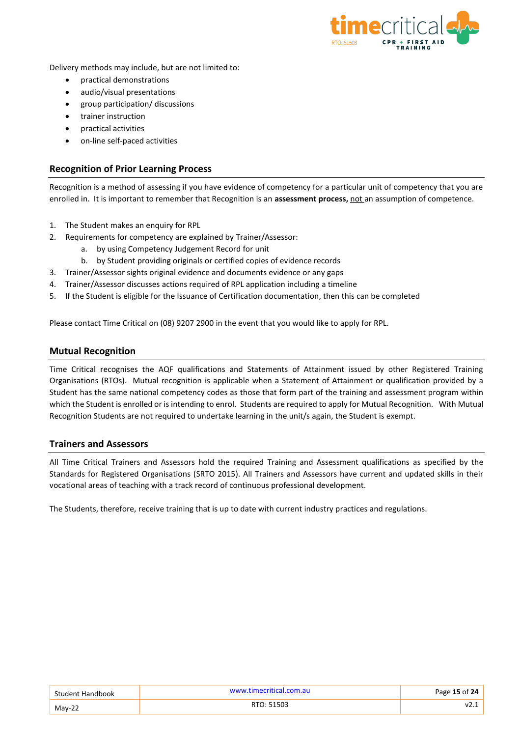Delivery methods may include, but are not limited to:

- practical demonstrations
- audio/visual presentations
- group participation/ discussions
- trainer instruction
- practical activities
- on-line self-paced activities

## Recognition of Prior Learning Process

Recognition is a method of assessing if you have evidence of competency for a particular unit of competency that you are enrolled in. It is important to remember that Recognition is an **assessment process,** not an assumption of competence.

1. The Student makes an enquiry for RPL
2. Requirements for competency are explained by Trainer/Assessor:
    a. by using Competency Judgement Record for unit
    b. by Student providing originals or certified copies of evidence records
3. Trainer/Assessor sights original evidence and documents evidence or any gaps
4. Trainer/Assessor discusses actions required of RPL application including a timeline
5. If the Student is eligible for the Issuance of Certification documentation, then this can be completed

Please contact Time Critical on (08) 9207 2900 in the event that you would like to apply for RPL.

## Mutual Recognition

Time Critical recognises the AQF qualifications and Statements of Attainment issued by other Registered Training Organisations (RTOs). Mutual recognition is applicable when a Statement of Attainment or qualification provided by a Student has the same national competency codes as those that form part of the training and assessment program within which the Student is enrolled or is intending to enrol. Students are required to apply for Mutual Recognition. With Mutual Recognition Students are not required to undertake learning in the unit/s again, the Student is exempt.

## Trainers and Assessors

All Time Critical Trainers and Assessors hold the required Training and Assessment qualifications as specified by the Standards for Registered Organisations (SRTO 2015). All Trainers and Assessors have current and updated skills in their vocational areas of teaching with a track record of continuous professional development.

The Students, therefore, receive training that is up to date with current industry practices and regulations.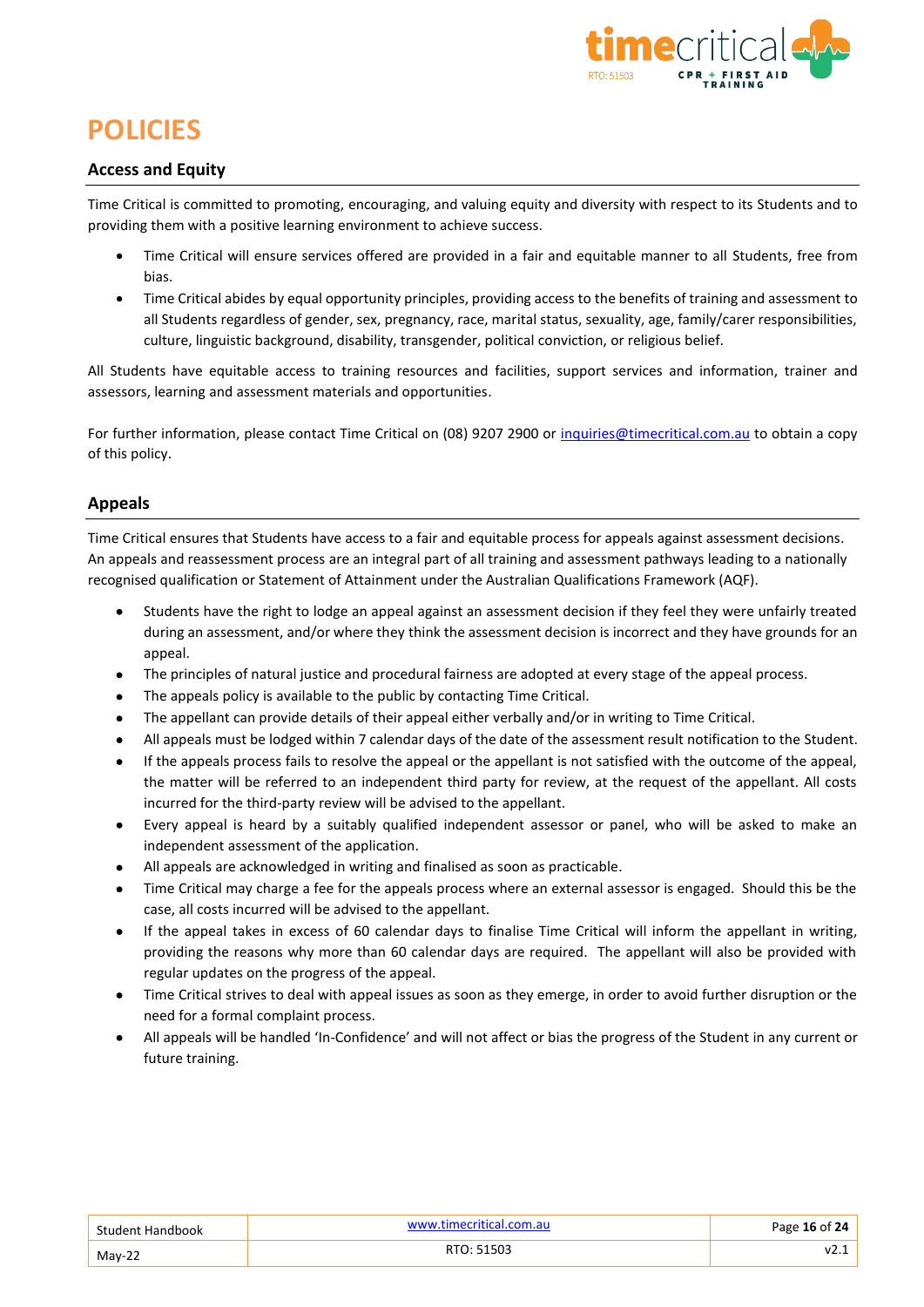# POLICIES

## Access and Equity

Time Critical is committed to promoting, encouraging, and valuing equity and diversity with respect to its Students and to providing them with a positive learning environment to achieve success.

- Time Critical will ensure services offered are provided in a fair and equitable manner to all Students, free from bias.
- Time Critical abides by equal opportunity principles, providing access to the benefits of training and assessment to all Students regardless of gender, sex, pregnancy, race, marital status, sexuality, age, family/carer responsibilities, culture, linguistic background, disability, transgender, political conviction, or religious belief.

All Students have equitable access to training resources and facilities, support services and information, trainer and assessors, learning and assessment materials and opportunities.

For further information, please contact Time Critical on (08) 9207 2900 or inquiries@timecritical.com.au to obtain a copy of this policy.

## Appeals

Time Critical ensures that Students have access to a fair and equitable process for appeals against assessment decisions. An appeals and reassessment process are an integral part of all training and assessment pathways leading to a nationally recognised qualification or Statement of Attainment under the Australian Qualifications Framework (AQF).

- Students have the right to lodge an appeal against an assessment decision if they feel they were unfairly treated during an assessment, and/or where they think the assessment decision is incorrect and they have grounds for an appeal.
- The principles of natural justice and procedural fairness are adopted at every stage of the appeal process.
- The appeals policy is available to the public by contacting Time Critical.
- The appellant can provide details of their appeal either verbally and/or in writing to Time Critical.
- All appeals must be lodged within 7 calendar days of the date of the assessment result notification to the Student.
- If the appeals process fails to resolve the appeal or the appellant is not satisfied with the outcome of the appeal, the matter will be referred to an independent third party for review, at the request of the appellant. All costs incurred for the third-party review will be advised to the appellant.
- Every appeal is heard by a suitably qualified independent assessor or panel, who will be asked to make an independent assessment of the application.
- All appeals are acknowledged in writing and finalised as soon as practicable.
- Time Critical may charge a fee for the appeals process where an external assessor is engaged. Should this be the case, all costs incurred will be advised to the appellant.
- If the appeal takes in excess of 60 calendar days to finalise Time Critical will inform the appellant in writing, providing the reasons why more than 60 calendar days are required. The appellant will also be provided with regular updates on the progress of the appeal.
- Time Critical strives to deal with appeal issues as soon as they emerge, in order to avoid further disruption or the need for a formal complaint process.
- All appeals will be handled 'In-Confidence' and will not affect or bias the progress of the Student in any current or future training.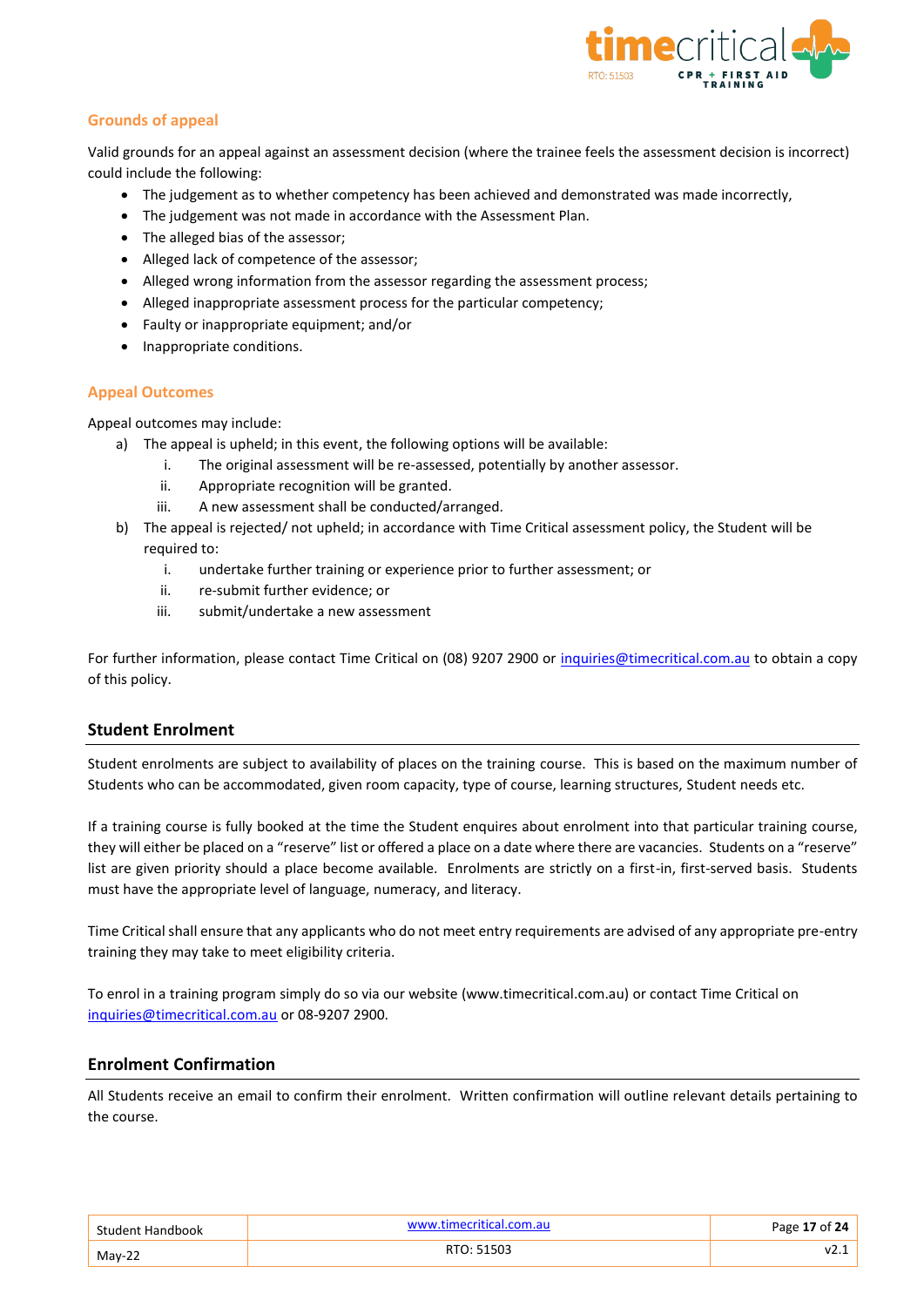### Grounds of appeal

Valid grounds for an appeal against an assessment decision (where the trainee feels the assessment decision is incorrect) could include the following:

- The judgement as to whether competency has been achieved and demonstrated was made incorrectly,
- The judgement was not made in accordance with the Assessment Plan.
- The alleged bias of the assessor;
- Alleged lack of competence of the assessor;
- Alleged wrong information from the assessor regarding the assessment process;
- Alleged inappropriate assessment process for the particular competency;
- Faulty or inappropriate equipment; and/or
- Inappropriate conditions.

### Appeal Outcomes

Appeal outcomes may include:

a) The appeal is upheld; in this event, the following options will be available:
   i. The original assessment will be re-assessed, potentially by another assessor.
   ii. Appropriate recognition will be granted.
   iii. A new assessment shall be conducted/arranged.

b) The appeal is rejected/ not upheld; in accordance with Time Critical assessment policy, the Student will be required to:
   i. undertake further training or experience prior to further assessment; or
   ii. re-submit further evidence; or
   iii. submit/undertake a new assessment

For further information, please contact Time Critical on (08) 9207 2900 or inquiries@timecritical.com.au to obtain a copy of this policy.

## Student Enrolment

Student enrolments are subject to availability of places on the training course. This is based on the maximum number of Students who can be accommodated, given room capacity, type of course, learning structures, Student needs etc.

If a training course is fully booked at the time the Student enquires about enrolment into that particular training course, they will either be placed on a "reserve" list or offered a place on a date where there are vacancies. Students on a "reserve" list are given priority should a place become available. Enrolments are strictly on a first-in, first-served basis. Students must have the appropriate level of language, numeracy, and literacy.

Time Critical shall ensure that any applicants who do not meet entry requirements are advised of any appropriate pre-entry training they may take to meet eligibility criteria.

To enrol in a training program simply do so via our website (www.timecritical.com.au) or contact Time Critical on inquiries@timecritical.com.au or 08-9207 2900.

## Enrolment Confirmation

All Students receive an email to confirm their enrolment. Written confirmation will outline relevant details pertaining to the course.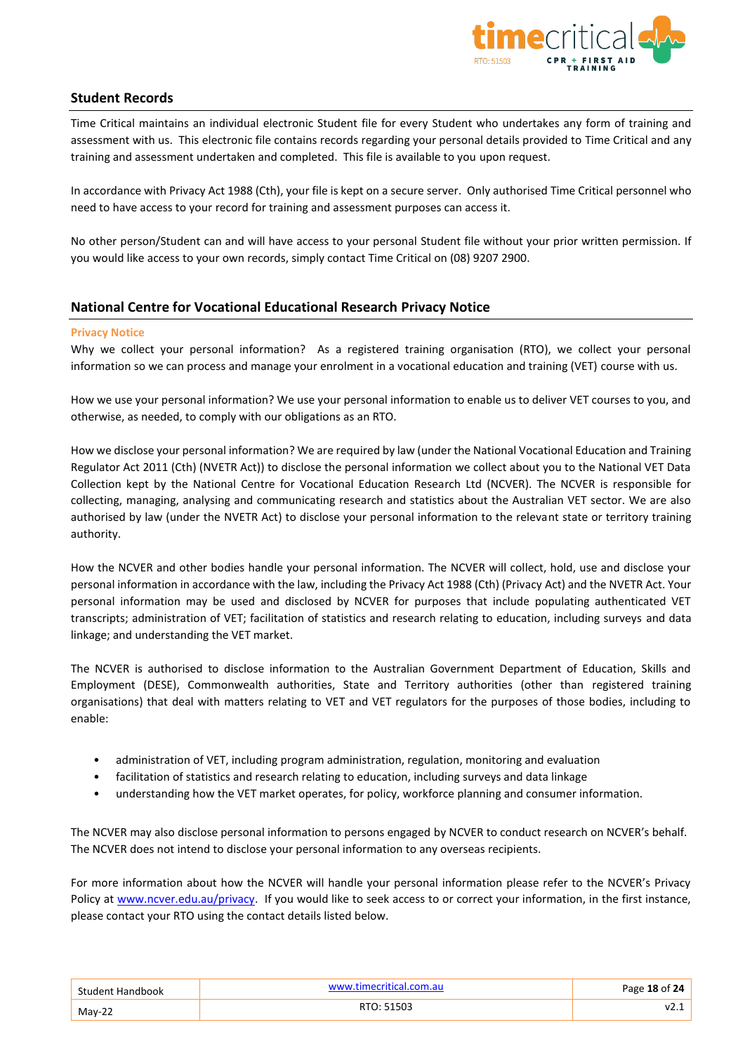## Student Records

Time Critical maintains an individual electronic Student file for every Student who undertakes any form of training and assessment with us. This electronic file contains records regarding your personal details provided to Time Critical and any training and assessment undertaken and completed. This file is available to you upon request.

In accordance with Privacy Act 1988 (Cth), your file is kept on a secure server. Only authorised Time Critical personnel who need to have access to your record for training and assessment purposes can access it.

No other person/Student can and will have access to your personal Student file without your prior written permission. If you would like access to your own records, simply contact Time Critical on (08) 9207 2900.

## National Centre for Vocational Educational Research Privacy Notice

**Privacy Notice**

Why we collect your personal information? As a registered training organisation (RTO), we collect your personal information so we can process and manage your enrolment in a vocational education and training (VET) course with us.

How we use your personal information? We use your personal information to enable us to deliver VET courses to you, and otherwise, as needed, to comply with our obligations as an RTO.

How we disclose your personal information? We are required by law (under the National Vocational Education and Training Regulator Act 2011 (Cth) (NVETR Act)) to disclose the personal information we collect about you to the National VET Data Collection kept by the National Centre for Vocational Education Research Ltd (NCVER). The NCVER is responsible for collecting, managing, analysing and communicating research and statistics about the Australian VET sector. We are also authorised by law (under the NVETR Act) to disclose your personal information to the relevant state or territory training authority.

How the NCVER and other bodies handle your personal information. The NCVER will collect, hold, use and disclose your personal information in accordance with the law, including the Privacy Act 1988 (Cth) (Privacy Act) and the NVETR Act. Your personal information may be used and disclosed by NCVER for purposes that include populating authenticated VET transcripts; administration of VET; facilitation of statistics and research relating to education, including surveys and data linkage; and understanding the VET market.

The NCVER is authorised to disclose information to the Australian Government Department of Education, Skills and Employment (DESE), Commonwealth authorities, State and Territory authorities (other than registered training organisations) that deal with matters relating to VET and VET regulators for the purposes of those bodies, including to enable:

- administration of VET, including program administration, regulation, monitoring and evaluation
- facilitation of statistics and research relating to education, including surveys and data linkage
- understanding how the VET market operates, for policy, workforce planning and consumer information.

The NCVER may also disclose personal information to persons engaged by NCVER to conduct research on NCVER's behalf. The NCVER does not intend to disclose your personal information to any overseas recipients.

For more information about how the NCVER will handle your personal information please refer to the NCVER's Privacy Policy at www.ncver.edu.au/privacy. If you would like to seek access to or correct your information, in the first instance, please contact your RTO using the contact details listed below.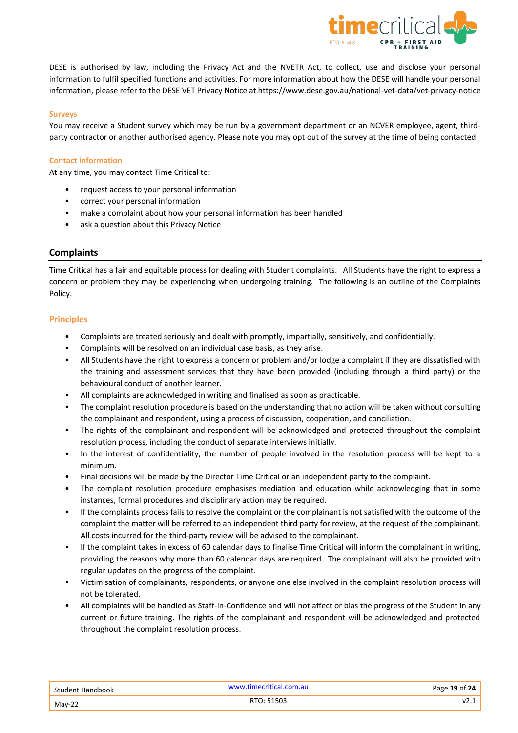DESE is authorised by law, including the Privacy Act and the NVETR Act, to collect, use and disclose your personal information to fulfil specified functions and activities. For more information about how the DESE will handle your personal information, please refer to the DESE VET Privacy Notice at https://www.dese.gov.au/national-vet-data/vet-privacy-notice

### Surveys

You may receive a Student survey which may be run by a government department or an NCVER employee, agent, third-party contractor or another authorised agency. Please note you may opt out of the survey at the time of being contacted.

### Contact information

At any time, you may contact Time Critical to:

- request access to your personal information
- correct your personal information
- make a complaint about how your personal information has been handled
- ask a question about this Privacy Notice

## Complaints

Time Critical has a fair and equitable process for dealing with Student complaints. All Students have the right to express a concern or problem they may be experiencing when undergoing training. The following is an outline of the Complaints Policy.

### Principles

- Complaints are treated seriously and dealt with promptly, impartially, sensitively, and confidentially.
- Complaints will be resolved on an individual case basis, as they arise.
- All Students have the right to express a concern or problem and/or lodge a complaint if they are dissatisfied with the training and assessment services that they have been provided (including through a third party) or the behavioural conduct of another learner.
- All complaints are acknowledged in writing and finalised as soon as practicable.
- The complaint resolution procedure is based on the understanding that no action will be taken without consulting the complainant and respondent, using a process of discussion, cooperation, and conciliation.
- The rights of the complainant and respondent will be acknowledged and protected throughout the complaint resolution process, including the conduct of separate interviews initially.
- In the interest of confidentiality, the number of people involved in the resolution process will be kept to a minimum.
- Final decisions will be made by the Director Time Critical or an independent party to the complaint.
- The complaint resolution procedure emphasises mediation and education while acknowledging that in some instances, formal procedures and disciplinary action may be required.
- If the complaints process fails to resolve the complaint or the complainant is not satisfied with the outcome of the complaint the matter will be referred to an independent third party for review, at the request of the complainant. All costs incurred for the third-party review will be advised to the complainant.
- If the complaint takes in excess of 60 calendar days to finalise Time Critical will inform the complainant in writing, providing the reasons why more than 60 calendar days are required. The complainant will also be provided with regular updates on the progress of the complaint.
- Victimisation of complainants, respondents, or anyone one else involved in the complaint resolution process will not be tolerated.
- All complaints will be handled as Staff-In-Confidence and will not affect or bias the progress of the Student in any current or future training. The rights of the complainant and respondent will be acknowledged and protected throughout the complaint resolution process.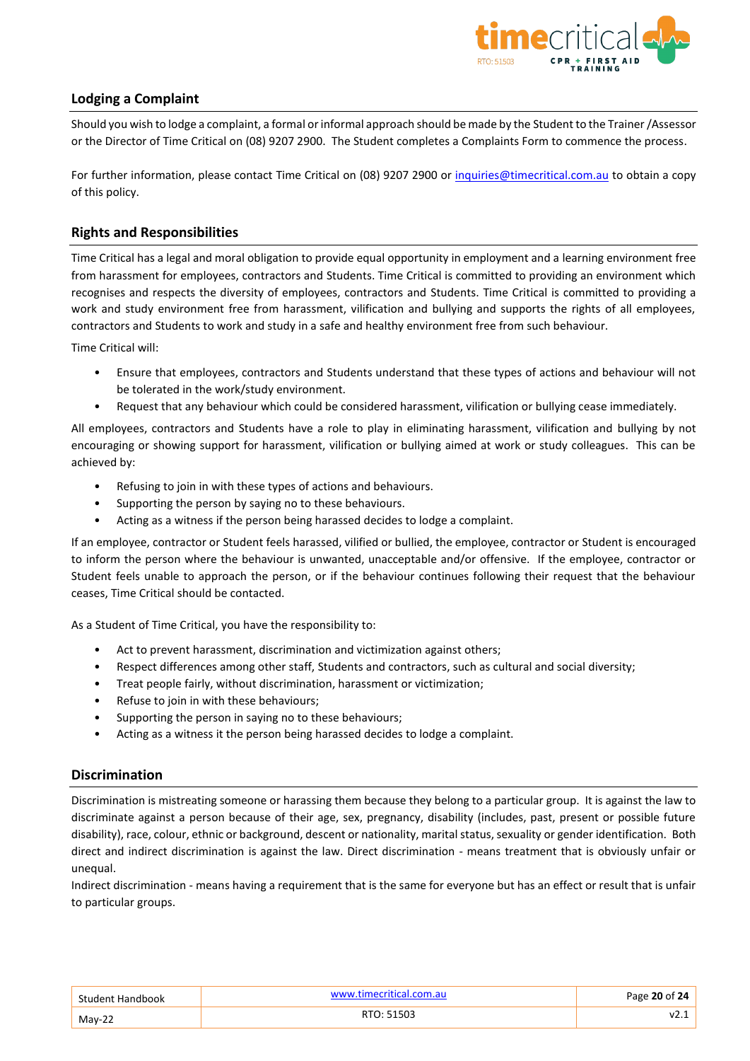## Lodging a Complaint

Should you wish to lodge a complaint, a formal or informal approach should be made by the Student to the Trainer /Assessor or the Director of Time Critical on (08) 9207 2900. The Student completes a Complaints Form to commence the process.

For further information, please contact Time Critical on (08) 9207 2900 or inquiries@timecritical.com.au to obtain a copy of this policy.

## Rights and Responsibilities

Time Critical has a legal and moral obligation to provide equal opportunity in employment and a learning environment free from harassment for employees, contractors and Students. Time Critical is committed to providing an environment which recognises and respects the diversity of employees, contractors and Students. Time Critical is committed to providing a work and study environment free from harassment, vilification and bullying and supports the rights of all employees, contractors and Students to work and study in a safe and healthy environment free from such behaviour.

Time Critical will:

- Ensure that employees, contractors and Students understand that these types of actions and behaviour will not be tolerated in the work/study environment.
- Request that any behaviour which could be considered harassment, vilification or bullying cease immediately.

All employees, contractors and Students have a role to play in eliminating harassment, vilification and bullying by not encouraging or showing support for harassment, vilification or bullying aimed at work or study colleagues. This can be achieved by:

- Refusing to join in with these types of actions and behaviours.
- Supporting the person by saying no to these behaviours.
- Acting as a witness if the person being harassed decides to lodge a complaint.

If an employee, contractor or Student feels harassed, vilified or bullied, the employee, contractor or Student is encouraged to inform the person where the behaviour is unwanted, unacceptable and/or offensive. If the employee, contractor or Student feels unable to approach the person, or if the behaviour continues following their request that the behaviour ceases, Time Critical should be contacted.

As a Student of Time Critical, you have the responsibility to:

- Act to prevent harassment, discrimination and victimization against others;
- Respect differences among other staff, Students and contractors, such as cultural and social diversity;
- Treat people fairly, without discrimination, harassment or victimization;
- Refuse to join in with these behaviours;
- Supporting the person in saying no to these behaviours;
- Acting as a witness it the person being harassed decides to lodge a complaint.

## Discrimination

Discrimination is mistreating someone or harassing them because they belong to a particular group. It is against the law to discriminate against a person because of their age, sex, pregnancy, disability (includes, past, present or possible future disability), race, colour, ethnic or background, descent or nationality, marital status, sexuality or gender identification. Both direct and indirect discrimination is against the law. Direct discrimination - means treatment that is obviously unfair or unequal.

Indirect discrimination - means having a requirement that is the same for everyone but has an effect or result that is unfair to particular groups.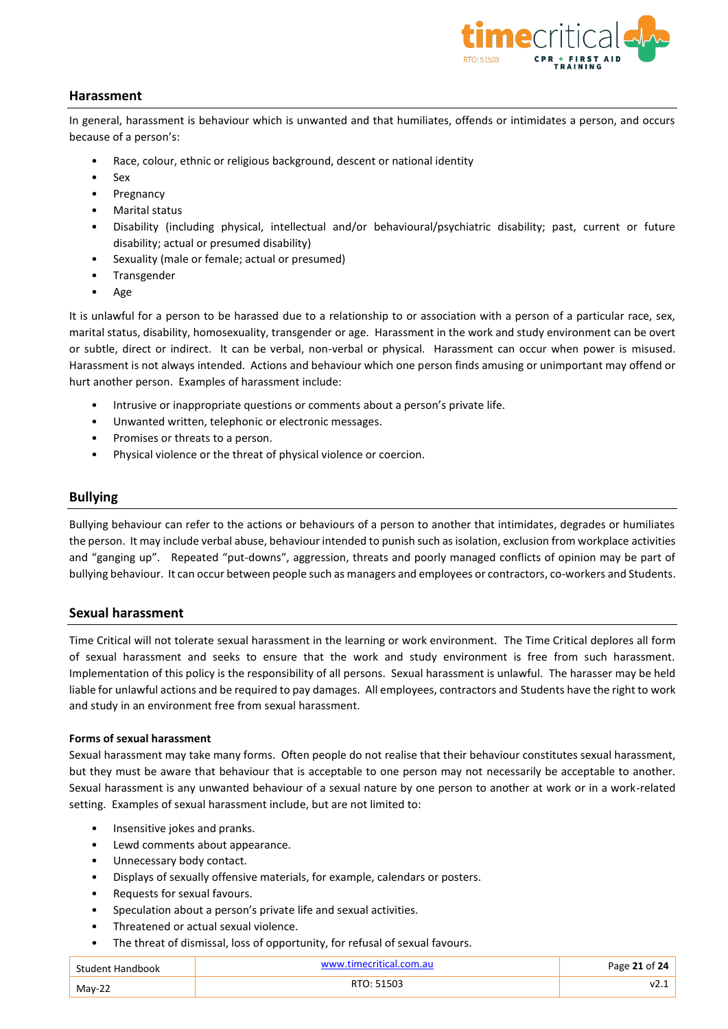## Harassment

In general, harassment is behaviour which is unwanted and that humiliates, offends or intimidates a person, and occurs because of a person's:

- Race, colour, ethnic or religious background, descent or national identity
- Sex
- Pregnancy
- Marital status
- Disability (including physical, intellectual and/or behavioural/psychiatric disability; past, current or future disability; actual or presumed disability)
- Sexuality (male or female; actual or presumed)
- Transgender
- Age

It is unlawful for a person to be harassed due to a relationship to or association with a person of a particular race, sex, marital status, disability, homosexuality, transgender or age. Harassment in the work and study environment can be overt or subtle, direct or indirect. It can be verbal, non-verbal or physical. Harassment can occur when power is misused. Harassment is not always intended. Actions and behaviour which one person finds amusing or unimportant may offend or hurt another person. Examples of harassment include:

- Intrusive or inappropriate questions or comments about a person's private life.
- Unwanted written, telephonic or electronic messages.
- Promises or threats to a person.
- Physical violence or the threat of physical violence or coercion.

## Bullying

Bullying behaviour can refer to the actions or behaviours of a person to another that intimidates, degrades or humiliates the person. It may include verbal abuse, behaviour intended to punish such as isolation, exclusion from workplace activities and "ganging up". Repeated "put-downs", aggression, threats and poorly managed conflicts of opinion may be part of bullying behaviour. It can occur between people such as managers and employees or contractors, co-workers and Students.

## Sexual harassment

Time Critical will not tolerate sexual harassment in the learning or work environment. The Time Critical deplores all form of sexual harassment and seeks to ensure that the work and study environment is free from such harassment. Implementation of this policy is the responsibility of all persons. Sexual harassment is unlawful. The harasser may be held liable for unlawful actions and be required to pay damages. All employees, contractors and Students have the right to work and study in an environment free from sexual harassment.

**Forms of sexual harassment**

Sexual harassment may take many forms. Often people do not realise that their behaviour constitutes sexual harassment, but they must be aware that behaviour that is acceptable to one person may not necessarily be acceptable to another. Sexual harassment is any unwanted behaviour of a sexual nature by one person to another at work or in a work-related setting. Examples of sexual harassment include, but are not limited to:

- Insensitive jokes and pranks.
- Lewd comments about appearance.
- Unnecessary body contact.
- Displays of sexually offensive materials, for example, calendars or posters.
- Requests for sexual favours.
- Speculation about a person's private life and sexual activities.
- Threatened or actual sexual violence.
- The threat of dismissal, loss of opportunity, for refusal of sexual favours.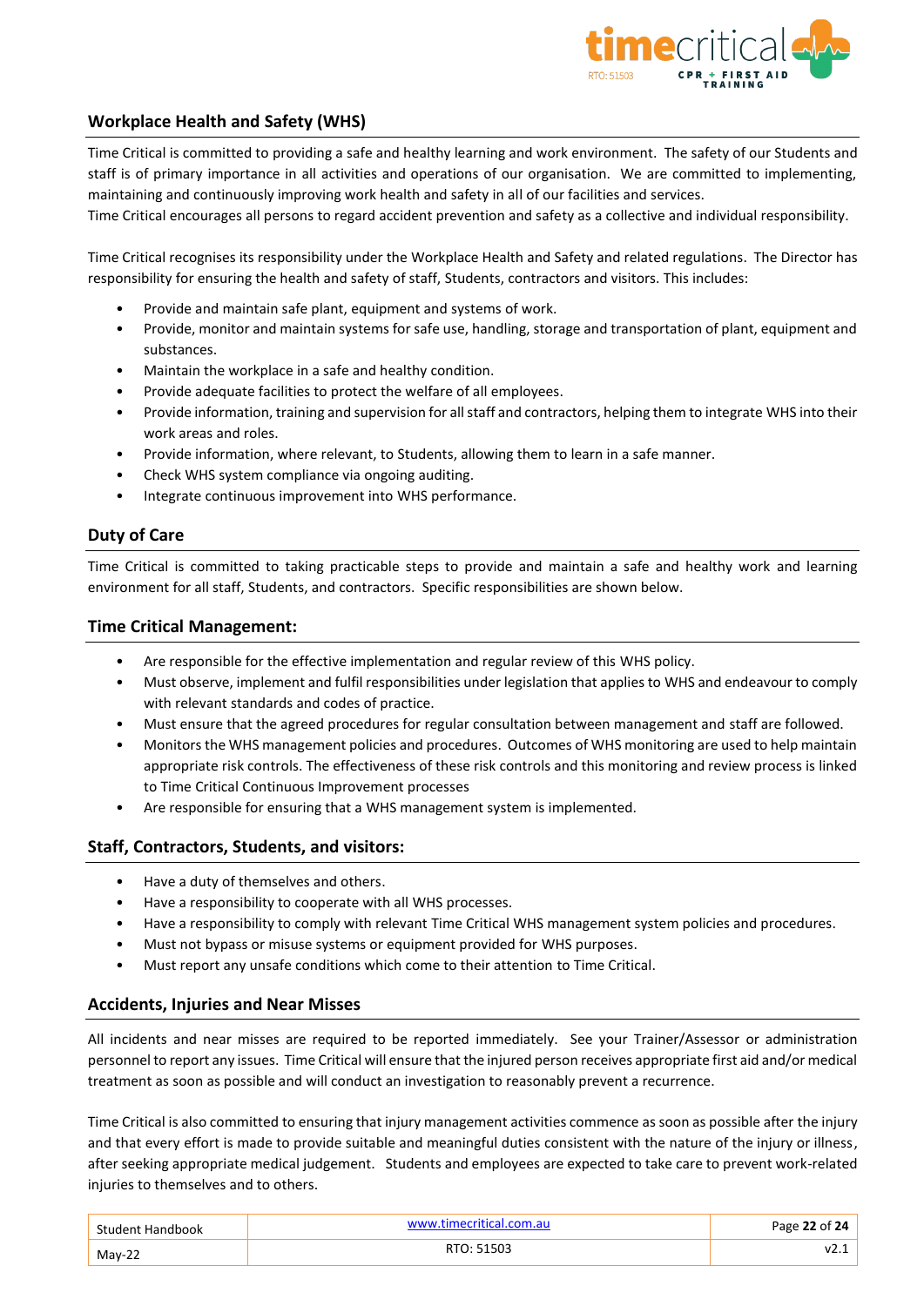## Workplace Health and Safety (WHS)

Time Critical is committed to providing a safe and healthy learning and work environment. The safety of our Students and staff is of primary importance in all activities and operations of our organisation. We are committed to implementing, maintaining and continuously improving work health and safety in all of our facilities and services.
Time Critical encourages all persons to regard accident prevention and safety as a collective and individual responsibility.

Time Critical recognises its responsibility under the Workplace Health and Safety and related regulations. The Director has responsibility for ensuring the health and safety of staff, Students, contractors and visitors. This includes:

- Provide and maintain safe plant, equipment and systems of work.
- Provide, monitor and maintain systems for safe use, handling, storage and transportation of plant, equipment and substances.
- Maintain the workplace in a safe and healthy condition.
- Provide adequate facilities to protect the welfare of all employees.
- Provide information, training and supervision for all staff and contractors, helping them to integrate WHS into their work areas and roles.
- Provide information, where relevant, to Students, allowing them to learn in a safe manner.
- Check WHS system compliance via ongoing auditing.
- Integrate continuous improvement into WHS performance.

## Duty of Care

Time Critical is committed to taking practicable steps to provide and maintain a safe and healthy work and learning environment for all staff, Students, and contractors. Specific responsibilities are shown below.

## Time Critical Management:

- Are responsible for the effective implementation and regular review of this WHS policy.
- Must observe, implement and fulfil responsibilities under legislation that applies to WHS and endeavour to comply with relevant standards and codes of practice.
- Must ensure that the agreed procedures for regular consultation between management and staff are followed.
- Monitors the WHS management policies and procedures. Outcomes of WHS monitoring are used to help maintain appropriate risk controls. The effectiveness of these risk controls and this monitoring and review process is linked to Time Critical Continuous Improvement processes
- Are responsible for ensuring that a WHS management system is implemented.

## Staff, Contractors, Students, and visitors:

- Have a duty of themselves and others.
- Have a responsibility to cooperate with all WHS processes.
- Have a responsibility to comply with relevant Time Critical WHS management system policies and procedures.
- Must not bypass or misuse systems or equipment provided for WHS purposes.
- Must report any unsafe conditions which come to their attention to Time Critical.

## Accidents, Injuries and Near Misses

All incidents and near misses are required to be reported immediately. See your Trainer/Assessor or administration personnel to report any issues. Time Critical will ensure that the injured person receives appropriate first aid and/or medical treatment as soon as possible and will conduct an investigation to reasonably prevent a recurrence.

Time Critical is also committed to ensuring that injury management activities commence as soon as possible after the injury and that every effort is made to provide suitable and meaningful duties consistent with the nature of the injury or illness, after seeking appropriate medical judgement. Students and employees are expected to take care to prevent work-related injuries to themselves and to others.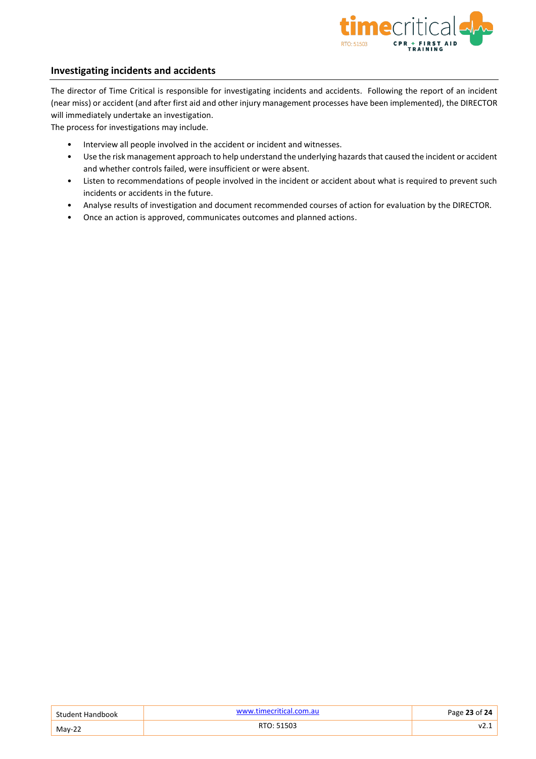## Investigating incidents and accidents

The director of Time Critical is responsible for investigating incidents and accidents. Following the report of an incident (near miss) or accident (and after first aid and other injury management processes have been implemented), the DIRECTOR will immediately undertake an investigation.

The process for investigations may include.

- Interview all people involved in the accident or incident and witnesses.
- Use the risk management approach to help understand the underlying hazards that caused the incident or accident and whether controls failed, were insufficient or were absent.
- Listen to recommendations of people involved in the incident or accident about what is required to prevent such incidents or accidents in the future.
- Analyse results of investigation and document recommended courses of action for evaluation by the DIRECTOR.
- Once an action is approved, communicates outcomes and planned actions.